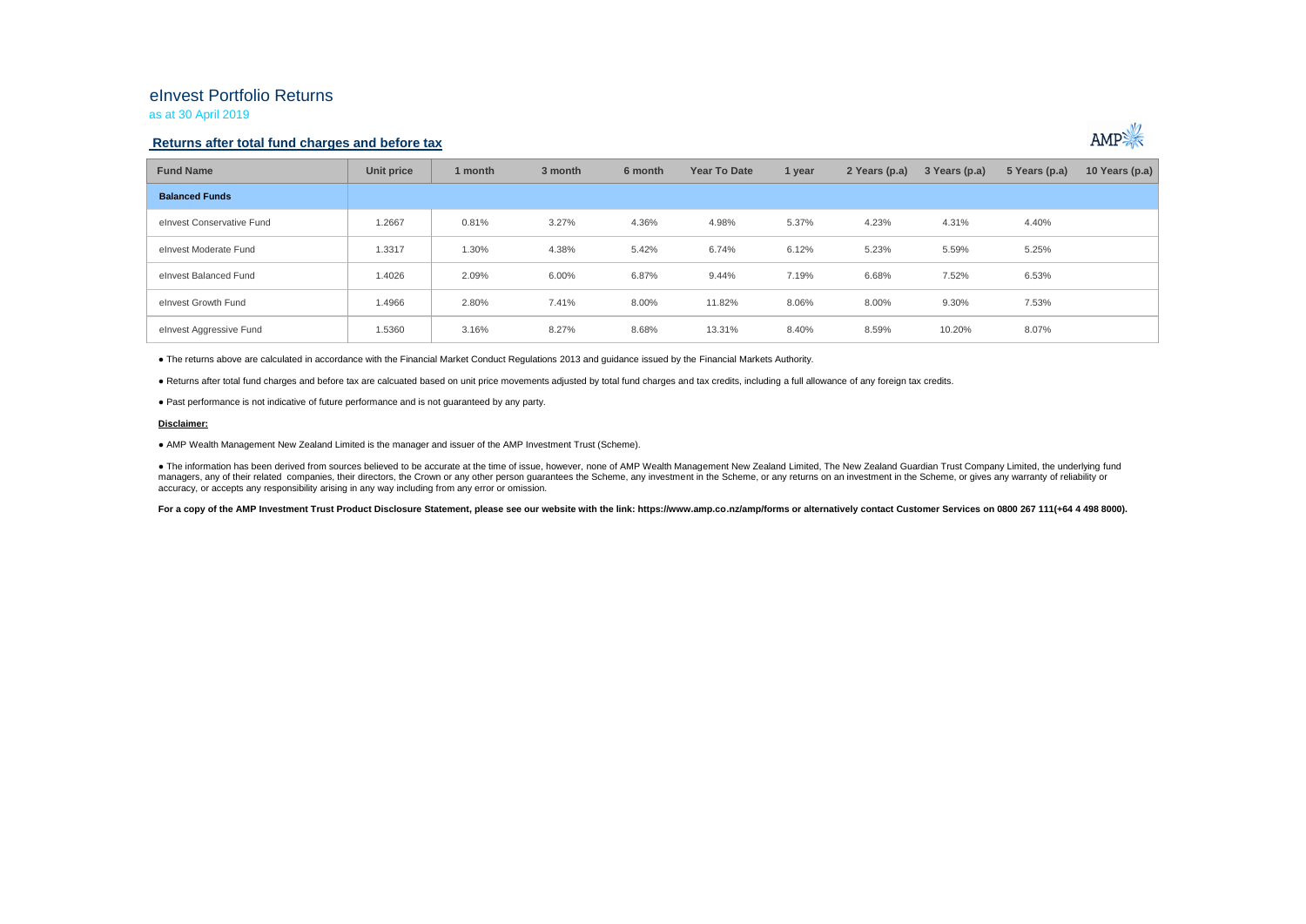# eInvest Portfolio Returns

as at 30 April 2019

## Returns after total fund charges and before tax

| Fund Name | Unit price | 1 month | 3 month | 6 month | Year To Date | 1 year | 2 Years (p.a) | 3 Years (p.a) | 5 Years (p.a) | 10 Years (p.a) |
|---|---|---|---|---|---|---|---|---|---|---|
| **Balanced Funds** | | | | | | | | | | |
| eInvest Conservative Fund | 1.2667 | 0.81% | 3.27% | 4.36% | 4.98% | 5.37% | 4.23% | 4.31% | 4.40% | |
| eInvest Moderate Fund | 1.3317 | 1.30% | 4.38% | 5.42% | 6.74% | 6.12% | 5.23% | 5.59% | 5.25% | |
| eInvest Balanced Fund | 1.4026 | 2.09% | 6.00% | 6.87% | 9.44% | 7.19% | 6.68% | 7.52% | 6.53% | |
| eInvest Growth Fund | 1.4966 | 2.80% | 7.41% | 8.00% | 11.82% | 8.06% | 8.00% | 9.30% | 7.53% | |
| eInvest Aggressive Fund | 1.5360 | 3.16% | 8.27% | 8.68% | 13.31% | 8.40% | 8.59% | 10.20% | 8.07% | |

● The returns above are calculated in accordance with the Financial Market Conduct Regulations 2013 and guidance issued by the Financial Markets Authority.

● Returns after total fund charges and before tax are calcuated based on unit price movements adjusted by total fund charges and tax credits, including a full allowance of any foreign tax credits.

● Past performance is not indicative of future performance and is not guaranteed by any party.

**Disclaimer:**

● AMP Wealth Management New Zealand Limited is the manager and issuer of the AMP Investment Trust (Scheme).

● The information has been derived from sources believed to be accurate at the time of issue, however, none of AMP Wealth Management New Zealand Limited, The New Zealand Guardian Trust Company Limited, the underlying fund managers, any of their related companies, their directors, the Crown or any other person guarantees the Scheme, any investment in the Scheme, or any returns on an investment in the Scheme, or gives any warranty of reliability or accuracy, or accepts any responsibility arising in any way including from any error or omission.

**For a copy of the AMP Investment Trust Product Disclosure Statement, please see our website with the link: https://www.amp.co.nz/amp/forms or alternatively contact Customer Services on 0800 267 111(+64 4 498 8000).**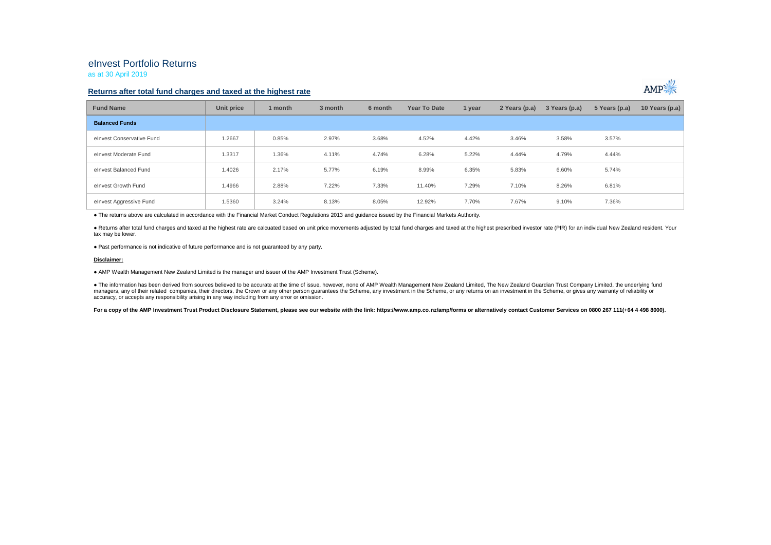# eInvest Portfolio Returns

as at 30 April 2019

## Returns after total fund charges and taxed at the highest rate

AMP

| Fund Name | Unit price | 1 month | 3 month | 6 month | Year To Date | 1 year | 2 Years (p.a) | 3 Years (p.a) | 5 Years (p.a) | 10 Years (p.a) |
|---|---|---|---|---|---|---|---|---|---|---|
| **Balanced Funds** | | | | | | | | | | |
| eInvest Conservative Fund | 1.2667 | 0.85% | 2.97% | 3.68% | 4.52% | 4.42% | 3.46% | 3.58% | 3.57% | |
| eInvest Moderate Fund | 1.3317 | 1.36% | 4.11% | 4.74% | 6.28% | 5.22% | 4.44% | 4.79% | 4.44% | |
| eInvest Balanced Fund | 1.4026 | 2.17% | 5.77% | 6.19% | 8.99% | 6.35% | 5.83% | 6.60% | 5.74% | |
| eInvest Growth Fund | 1.4966 | 2.88% | 7.22% | 7.33% | 11.40% | 7.29% | 7.10% | 8.26% | 6.81% | |
| eInvest Aggressive Fund | 1.5360 | 3.24% | 8.13% | 8.05% | 12.92% | 7.70% | 7.67% | 9.10% | 7.36% | |

● The returns above are calculated in accordance with the Financial Market Conduct Regulations 2013 and guidance issued by the Financial Markets Authority.

● Returns after total fund charges and taxed at the highest rate are calcuated based on unit price movements adjusted by total fund charges and taxed at the highest prescribed investor rate (PIR) for an individual New Zealand resident. Your tax may be lower.

● Past performance is not indicative of future performance and is not guaranteed by any party.

**Disclaimer:**

● AMP Wealth Management New Zealand Limited is the manager and issuer of the AMP Investment Trust (Scheme).

● The information has been derived from sources believed to be accurate at the time of issue, however, none of AMP Wealth Management New Zealand Limited, The New Zealand Guardian Trust Company Limited, the underlying fund managers, any of their related companies, their directors, the Crown or any other person guarantees the Scheme, any investment in the Scheme, or any returns on an investment in the Scheme, or gives any warranty of reliability or accuracy, or accepts any responsibility arising in any way including from any error or omission.

**For a copy of the AMP Investment Trust Product Disclosure Statement, please see our website with the link: https://www.amp.co.nz/amp/forms or alternatively contact Customer Services on 0800 267 111(+64 4 498 8000).**